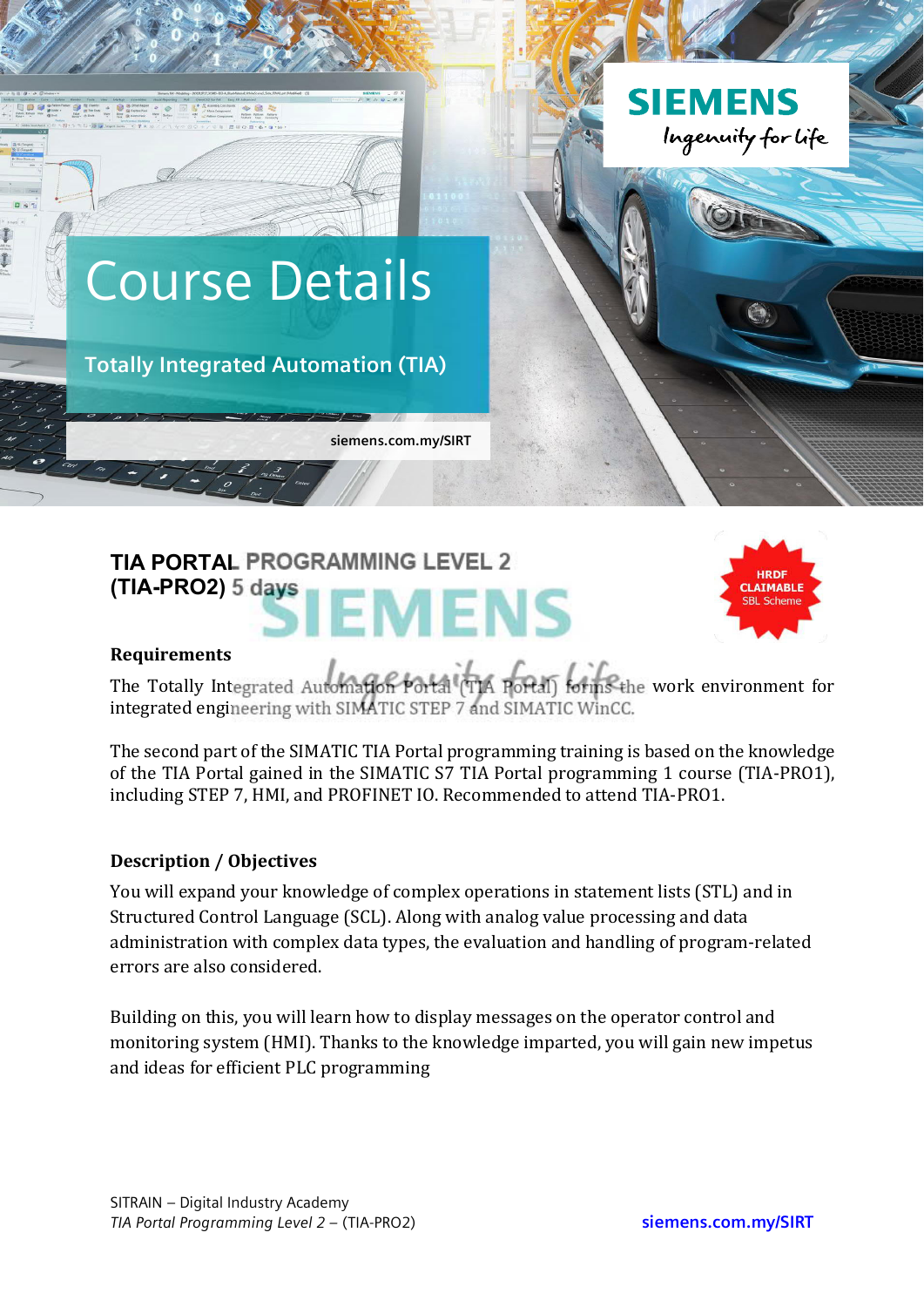# Course Details

## Totally Integrated Automation (TIA)

siemens.com.my/SIRT

### TIA PORTAL PROGRAMMING LEVEL 2 (TIA-PRO2) 5 days

HRDF CLAIMABLE SBL Scheme

**Requirements**

The Totally Integrated Automation Portal (TIA Portal) forms the work environment for integrated engineering with SIMATIC STEP 7 and SIMATIC WinCC.

The second part of the SIMATIC TIA Portal programming training is based on the knowledge of the TIA Portal gained in the SIMATIC S7 TIA Portal programming 1 course (TIA-PRO1), including STEP 7, HMI, and PROFINET IO. Recommended to attend TIA-PRO1.

**Description / Objectives**

You will expand your knowledge of complex operations in statement lists (STL) and in Structured Control Language (SCL). Along with analog value processing and data administration with complex data types, the evaluation and handling of program-related errors are also considered.

Building on this, you will learn how to display messages on the operator control and monitoring system (HMI). Thanks to the knowledge imparted, you will gain new impetus and ideas for efficient PLC programming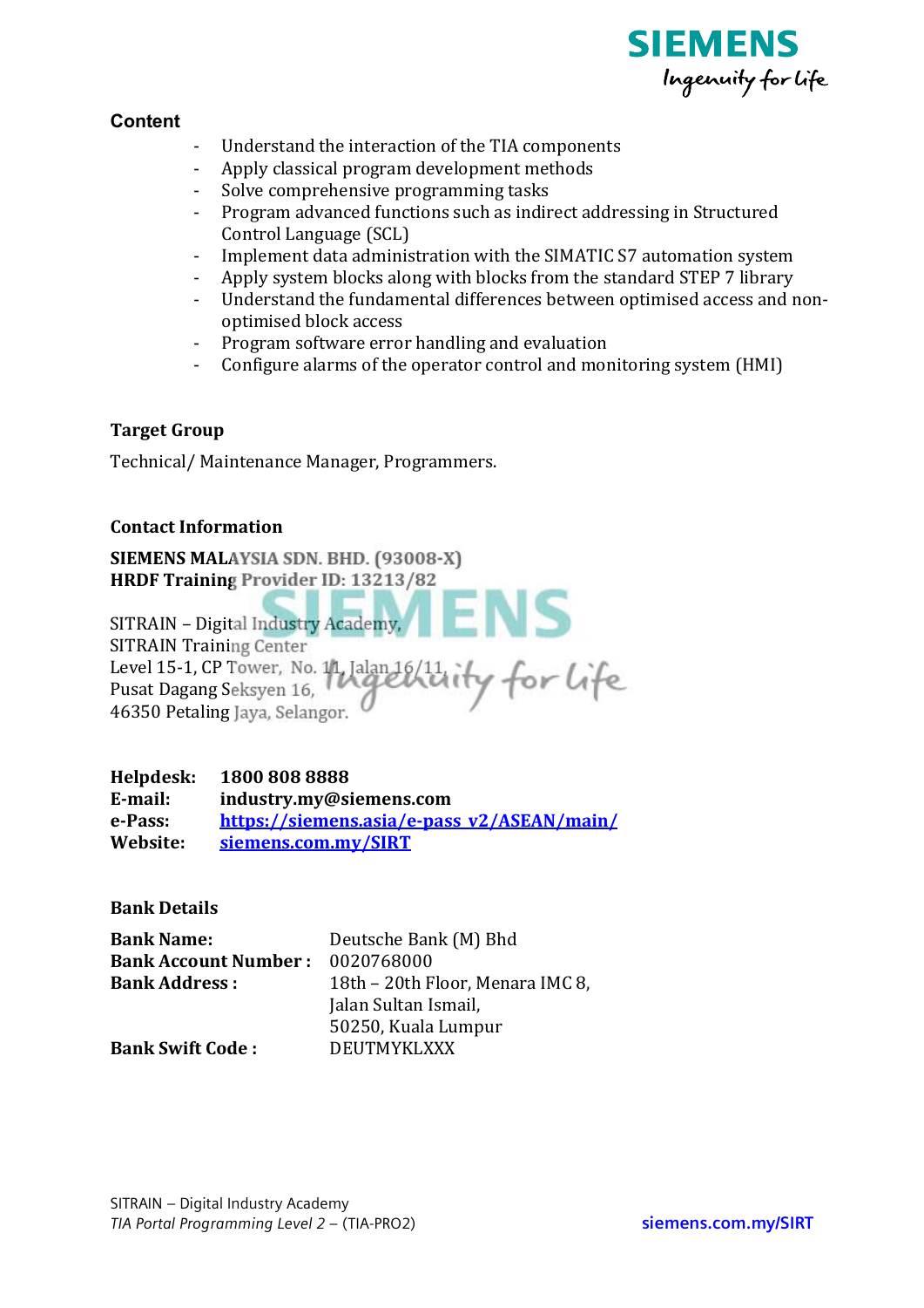### Content

- Understand the interaction of the TIA components
- Apply classical program development methods
- Solve comprehensive programming tasks
- Program advanced functions such as indirect addressing in Structured Control Language (SCL)
- Implement data administration with the SIMATIC S7 automation system
- Apply system blocks along with blocks from the standard STEP 7 library
- Understand the fundamental differences between optimised access and non-optimised block access
- Program software error handling and evaluation
- Configure alarms of the operator control and monitoring system (HMI)

### Target Group

Technical/ Maintenance Manager, Programmers.

### Contact Information

**SIEMENS MALAYSIA SDN. BHD. (93008-X)**
**HRDF Training Provider ID: 13213/82**

SITRAIN – Digital Industry Academy,
SITRAIN Training Center
Level 15-1, CP Tower, No. 11, Jalan 16/11,
Pusat Dagang Seksyen 16,
46350 Petaling Jaya, Selangor.

| | |
|---|---|
| **Helpdesk:** | **1800 808 8888** |
| **E-mail:** | **industry.my@siemens.com** |
| **e-Pass:** | **https://siemens.asia/e-pass_v2/ASEAN/main/** |
| **Website:** | **siemens.com.my/SIRT** |

### Bank Details

| | |
|---|---|
| **Bank Name:** | Deutsche Bank (M) Bhd |
| **Bank Account Number :** | 0020768000 |
| **Bank Address :** | 18th – 20th Floor, Menara IMC 8, Jalan Sultan Ismail, 50250, Kuala Lumpur |
| **Bank Swift Code :** | DEUTMYKLXXX |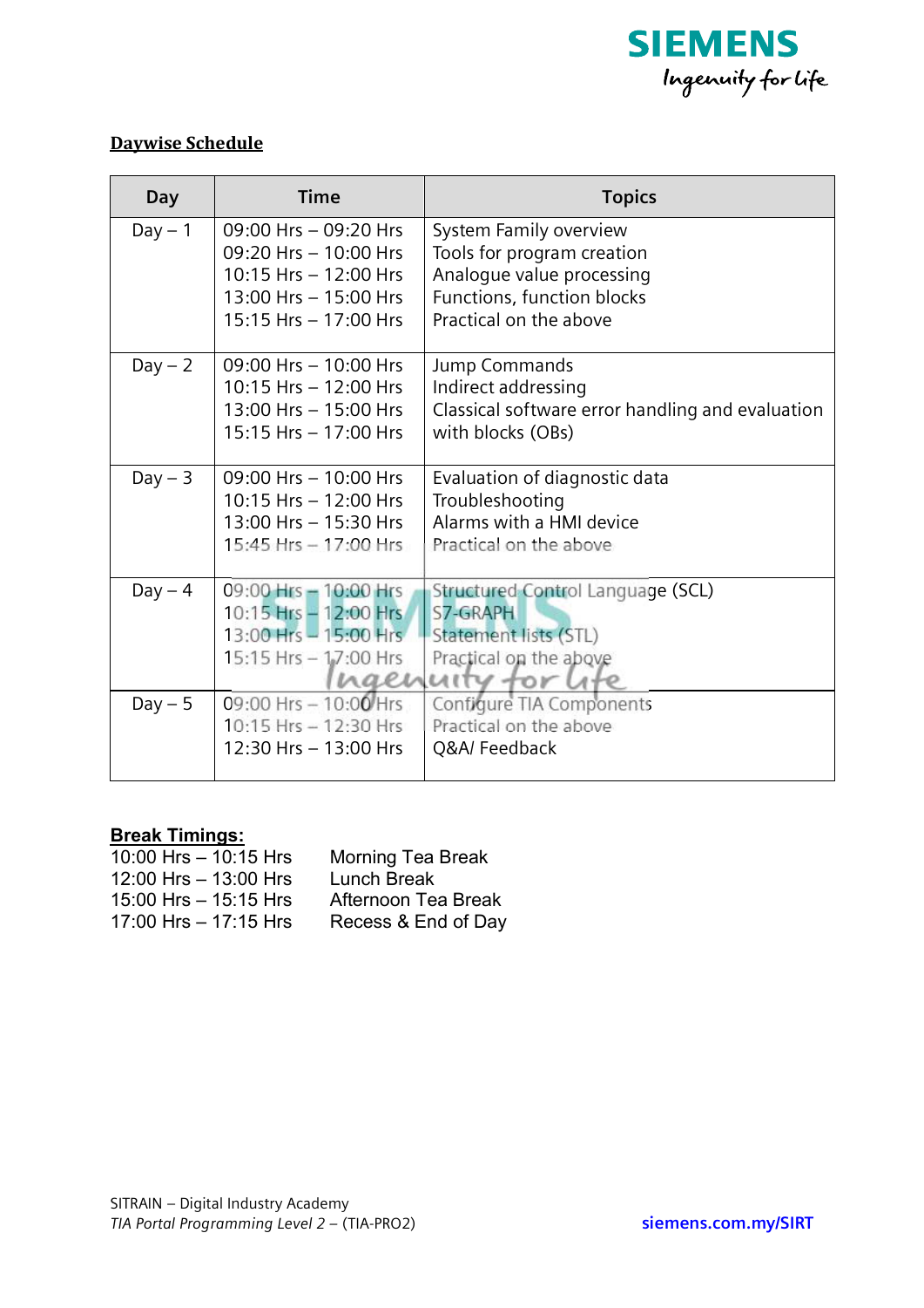**Daywise Schedule**

| Day | Time | Topics |
|---|---|---|
| Day – 1 | 09:00 Hrs – 09:20 Hrs<br>09:20 Hrs – 10:00 Hrs<br>10:15 Hrs – 12:00 Hrs<br>13:00 Hrs – 15:00 Hrs<br>15:15 Hrs – 17:00 Hrs | System Family overview<br>Tools for program creation<br>Analogue value processing<br>Functions, function blocks<br>Practical on the above |
| Day – 2 | 09:00 Hrs – 10:00 Hrs<br>10:15 Hrs – 12:00 Hrs<br>13:00 Hrs – 15:00 Hrs<br>15:15 Hrs – 17:00 Hrs | Jump Commands<br>Indirect addressing<br>Classical software error handling and evaluation with blocks (OBs) |
| Day – 3 | 09:00 Hrs – 10:00 Hrs<br>10:15 Hrs – 12:00 Hrs<br>13:00 Hrs – 15:30 Hrs<br>15:45 Hrs – 17:00 Hrs | Evaluation of diagnostic data<br>Troubleshooting<br>Alarms with a HMI device<br>Practical on the above |
| Day – 4 | 09:00 Hrs – 10:00 Hrs<br>10:15 Hrs – 12:00 Hrs<br>13:00 Hrs – 15:00 Hrs<br>15:15 Hrs – 17:00 Hrs | Structured Control Language (SCL)<br>S7-GRAPH<br>Statement lists (STL)<br>Practical on the above |
| Day – 5 | 09:00 Hrs – 10:00 Hrs<br>10:15 Hrs – 12:30 Hrs<br>12:30 Hrs – 13:00 Hrs | Configure TIA Components<br>Practical on the above<br>Q&A/ Feedback |

**Break Timings:**

| | |
|---|---|
| 10:00 Hrs – 10:15 Hrs | Morning Tea Break |
| 12:00 Hrs – 13:00 Hrs | Lunch Break |
| 15:00 Hrs – 15:15 Hrs | Afternoon Tea Break |
| 17:00 Hrs – 17:15 Hrs | Recess & End of Day |

SITRAIN – Digital Industry Academy
*TIA Portal Programming Level 2* – (TIA-PRO2)

**siemens.com.my/SIRT**